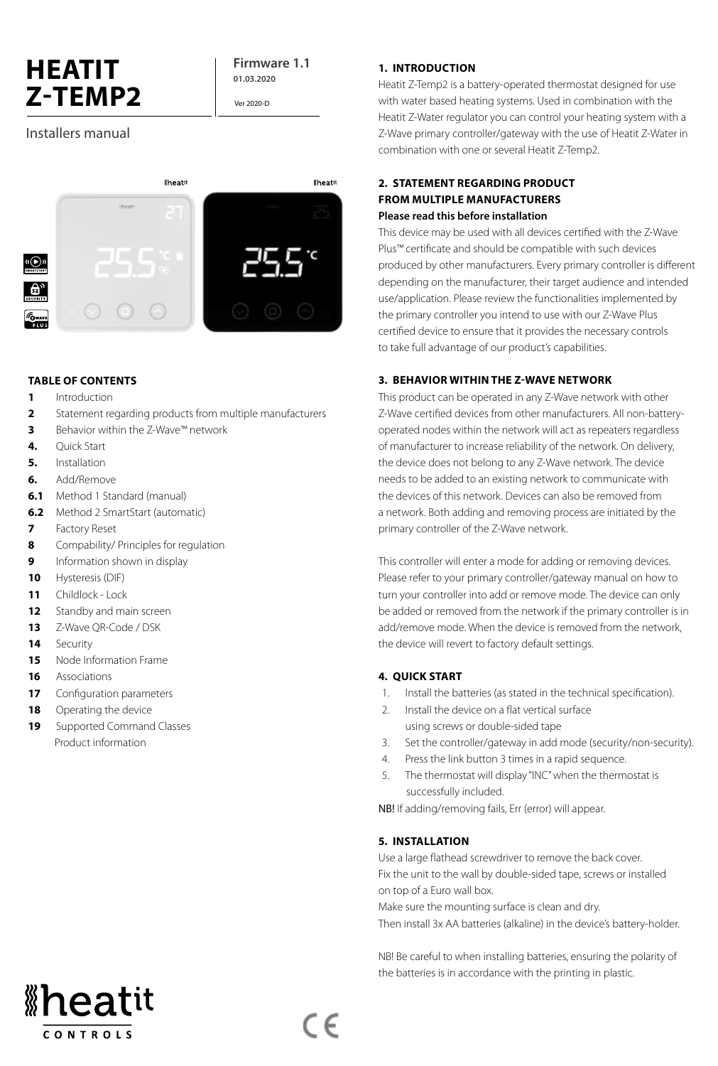# HEATIT Z-TEMP2

**Firmware 1.1**
**01.03.2020**

Ver 2020-D

Installers manual

## TABLE OF CONTENTS

**1** Introduction
**2** Statement regarding products from multiple manufacturers
**3** Behavior within the Z-Wave™ network
**4.** Quick Start
**5.** Installation
**6.** Add/Remove
**6.1** Method 1 Standard (manual)
**6.2** Method 2 SmartStart (automatic)
**7** Factory Reset
**8** Compability/ Principles for regulation
**9** Information shown in display
**10** Hysteresis (DIF)
**11** Childlock - Lock
**12** Standby and main screen
**13** Z-Wave QR-Code / DSK
**14** Security
**15** Node Information Frame
**16** Associations
**17** Configuration parameters
**18** Operating the device
**19** Supported Command Classes
Product information

## 1. INTRODUCTION

Heatit Z-Temp2 is a battery-operated thermostat designed for use with water based heating systems. Used in combination with the Heatit Z-Water regulator you can control your heating system with a Z-Wave primary controller/gateway with the use of Heatit Z-Water in combination with one or several Heatit Z-Temp2.

## 2. STATEMENT REGARDING PRODUCT FROM MULTIPLE MANUFACTURERS

**Please read this before installation**

This device may be used with all devices certified with the Z-Wave Plus™ certificate and should be compatible with such devices produced by other manufacturers. Every primary controller is different depending on the manufacturer, their target audience and intended use/application. Please review the functionalities implemented by the primary controller you intend to use with our Z-Wave Plus certified device to ensure that it provides the necessary controls to take full advantage of our product's capabilities.

## 3. BEHAVIOR WITHIN THE Z-WAVE NETWORK

This product can be operated in any Z-Wave network with other Z-Wave certified devices from other manufacturers. All non-battery-operated nodes within the network will act as repeaters regardless of manufacturer to increase reliability of the network. On delivery, the device does not belong to any Z-Wave network. The device needs to be added to an existing network to communicate with the devices of this network. Devices can also be removed from a network. Both adding and removing process are initiated by the primary controller of the Z-Wave network.

This controller will enter a mode for adding or removing devices. Please refer to your primary controller/gateway manual on how to turn your controller into add or remove mode. The device can only be added or removed from the network if the primary controller is in add/remove mode. When the device is removed from the network, the device will revert to factory default settings.

## 4. QUICK START

1. Install the batteries (as stated in the technical specification).
2. Install the device on a flat vertical surface using screws or double-sided tape
3. Set the controller/gateway in add mode (security/non-security).
4. Press the link button 3 times in a rapid sequence.
5. The thermostat will display "INC" when the thermostat is successfully included.

NB! If adding/removing fails, Err (error) will appear.

## 5. INSTALLATION

Use a large flathead screwdriver to remove the back cover.
Fix the unit to the wall by double-sided tape, screws or installed on top of a Euro wall box.
Make sure the mounting surface is clean and dry.
Then install 3x AA batteries (alkaline) in the device's battery-holder.

NB! Be careful to when installing batteries, ensuring the polarity of the batteries is in accordance with the printing in plastic.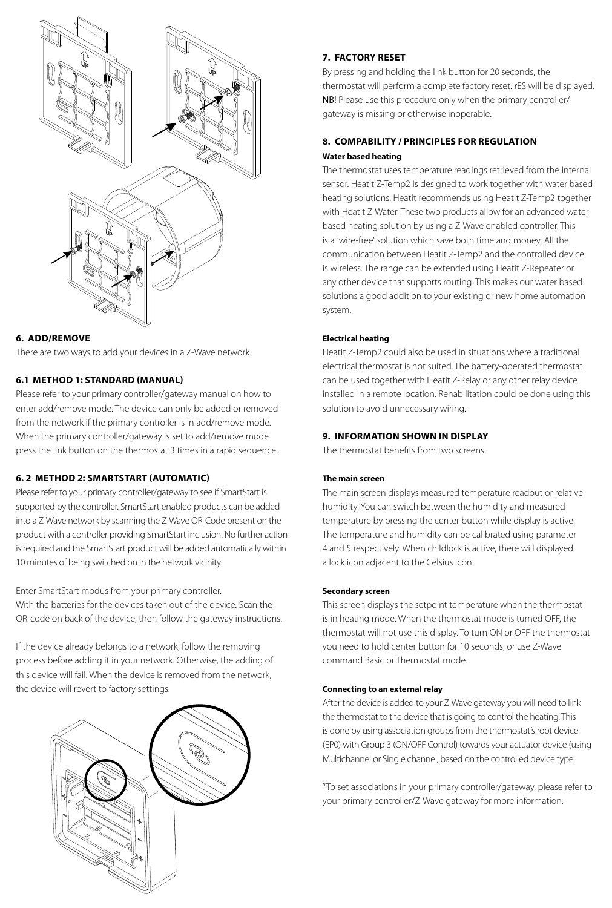## 6. ADD/REMOVE

There are two ways to add your devices in a Z-Wave network.

### 6.1 METHOD 1: STANDARD (MANUAL)

Please refer to your primary controller/gateway manual on how to enter add/remove mode. The device can only be added or removed from the network if the primary controller is in add/remove mode. When the primary controller/gateway is set to add/remove mode press the link button on the thermostat 3 times in a rapid sequence.

### 6. 2 METHOD 2: SMARTSTART (AUTOMATIC)

Please refer to your primary controller/gateway to see if SmartStart is supported by the controller. SmartStart enabled products can be added into a Z-Wave network by scanning the Z-Wave QR-Code present on the product with a controller providing SmartStart inclusion. No further action is required and the SmartStart product will be added automatically within 10 minutes of being switched on in the network vicinity.

Enter SmartStart modus from your primary controller.
With the batteries for the devices taken out of the device. Scan the QR-code on back of the device, then follow the gateway instructions.

If the device already belongs to a network, follow the removing process before adding it in your network. Otherwise, the adding of this device will fail. When the device is removed from the network, the device will revert to factory settings.

## 7. FACTORY RESET

By pressing and holding the link button for 20 seconds, the thermostat will perform a complete factory reset. rES will be displayed. NB! Please use this procedure only when the primary controller/gateway is missing or otherwise inoperable.

## 8. COMPABILITY / PRINCIPLES FOR REGULATION

**Water based heating**

The thermostat uses temperature readings retrieved from the internal sensor. Heatit Z-Temp2 is designed to work together with water based heating solutions. Heatit recommends using Heatit Z-Temp2 together with Heatit Z-Water. These two products allow for an advanced water based heating solution by using a Z-Wave enabled controller. This is a "wire-free" solution which save both time and money. All the communication between Heatit Z-Temp2 and the controlled device is wireless. The range can be extended using Heatit Z-Repeater or any other device that supports routing. This makes our water based solutions a good addition to your existing or new home automation system.

**Electrical heating**

Heatit Z-Temp2 could also be used in situations where a traditional electrical thermostat is not suited. The battery-operated thermostat can be used together with Heatit Z-Relay or any other relay device installed in a remote location. Rehabilitation could be done using this solution to avoid unnecessary wiring.

## 9. INFORMATION SHOWN IN DISPLAY

The thermostat benefits from two screens.

**The main screen**

The main screen displays measured temperature readout or relative humidity. You can switch between the humidity and measured temperature by pressing the center button while display is active. The temperature and humidity can be calibrated using parameter 4 and 5 respectively. When childlock is active, there will displayed a lock icon adjacent to the Celsius icon.

**Secondary screen**

This screen displays the setpoint temperature when the thermostat is in heating mode. When the thermostat mode is turned OFF, the thermostat will not use this display. To turn ON or OFF the thermostat you need to hold center button for 10 seconds, or use Z-Wave command Basic or Thermostat mode.

**Connecting to an external relay**

After the device is added to your Z-Wave gateway you will need to link the thermostat to the device that is going to control the heating. This is done by using association groups from the thermostat's root device (EP0) with Group 3 (ON/OFF Control) towards your actuator device (using Multichannel or Single channel, based on the controlled device type.

*To set associations in your primary controller/gateway, please refer to your primary controller/Z-Wave gateway for more information.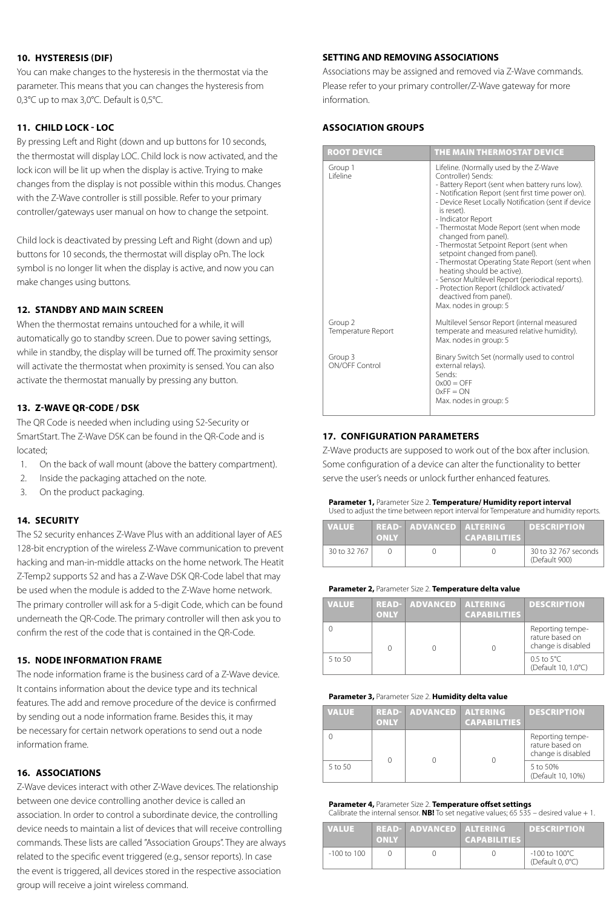## 10. HYSTERESIS (DIF)

You can make changes to the hysteresis in the thermostat via the parameter. This means that you can changes the hysteresis from 0,3°C up to max 3,0°C. Default is 0,5°C.

## 11. CHILD LOCK - LOC

By pressing Left and Right (down and up buttons for 10 seconds, the thermostat will display LOC. Child lock is now activated, and the lock icon will be lit up when the display is active. Trying to make changes from the display is not possible within this modus. Changes with the Z-Wave controller is still possible. Refer to your primary controller/gateways user manual on how to change the setpoint.

Child lock is deactivated by pressing Left and Right (down and up) buttons for 10 seconds, the thermostat will display oPn. The lock symbol is no longer lit when the display is active, and now you can make changes using buttons.

## 12. STANDBY AND MAIN SCREEN

When the thermostat remains untouched for a while, it will automatically go to standby screen. Due to power saving settings, while in standby, the display will be turned off. The proximity sensor will activate the thermostat when proximity is sensed. You can also activate the thermostat manually by pressing any button.

## 13. Z-WAVE QR-CODE / DSK

The QR Code is needed when including using S2-Security or SmartStart. The Z-Wave DSK can be found in the QR-Code and is located;

1. On the back of wall mount (above the battery compartment).
2. Inside the packaging attached on the note.
3. On the product packaging.

## 14. SECURITY

The S2 security enhances Z-Wave Plus with an additional layer of AES 128-bit encryption of the wireless Z-Wave communication to prevent hacking and man-in-middle attacks on the home network. The Heatit Z-Temp2 supports S2 and has a Z-Wave DSK QR-Code label that may be used when the module is added to the Z-Wave home network. The primary controller will ask for a 5-digit Code, which can be found underneath the QR-Code. The primary controller will then ask you to confirm the rest of the code that is contained in the QR-Code.

## 15. NODE INFORMATION FRAME

The node information frame is the business card of a Z-Wave device. It contains information about the device type and its technical features. The add and remove procedure of the device is confirmed by sending out a node information frame. Besides this, it may be necessary for certain network operations to send out a node information frame.

## 16. ASSOCIATIONS

Z-Wave devices interact with other Z-Wave devices. The relationship between one device controlling another device is called an association. In order to control a subordinate device, the controlling device needs to maintain a list of devices that will receive controlling commands. These lists are called "Association Groups". They are always related to the specific event triggered (e.g., sensor reports). In case the event is triggered, all devices stored in the respective association group will receive a joint wireless command.

### SETTING AND REMOVING ASSOCIATIONS

Associations may be assigned and removed via Z-Wave commands. Please refer to your primary controller/Z-Wave gateway for more information.

### ASSOCIATION GROUPS

| ROOT DEVICE | THE MAIN THERMOSTAT DEVICE |
|---|---|
| Group 1<br>Lifeline | Lifeline. (Normally used by the Z-Wave Controller) Sends:<br>- Battery Report (sent when battery runs low).<br>- Notification Report (sent first time power on).<br>- Device Reset Locally Notification (sent if device is reset).<br>- Indicator Report<br>- Thermostat Mode Report (sent when mode changed from panel).<br>- Thermostat Setpoint Report (sent when setpoint changed from panel).<br>- Thermostat Operating State Report (sent when heating should be active).<br>- Sensor Multilevel Report (periodical reports).<br>- Protection Report (childlock activated/ deactived from panel).<br>Max. nodes in group: 5 |
| Group 2<br>Temperature Report | Multilevel Sensor Report (internal measured temperate and measured relative humidity).<br>Max. nodes in group: 5 |
| Group 3<br>ON/OFF Control | Binary Switch Set (normally used to control external relays).<br>Sends:<br>0x00 = OFF<br>0xFF = ON<br>Max. nodes in group: 5 |

## 17. CONFIGURATION PARAMETERS

Z-Wave products are supposed to work out of the box after inclusion. Some configuration of a device can alter the functionality to better serve the user's needs or unlock further enhanced features.

**Parameter 1,** Parameter Size 2. **Temperature/ Humidity report interval**
Used to adjust the time between report interval for Temperature and humidity reports.

| VALUE | READ-ONLY | ADVANCED | ALTERING CAPABILITIES | DESCRIPTION |
|---|---|---|---|---|
| 30 to 32 767 | 0 | 0 | 0 | 30 to 32 767 seconds (Default 900) |

**Parameter 2,** Parameter Size 2. **Temperature delta value**

| VALUE | READ-ONLY | ADVANCED | ALTERING CAPABILITIES | DESCRIPTION |
|---|---|---|---|---|
| 0 | 0 | 0 | 0 | Reporting temperature based on change is disabled |
| 5 to 50 | | | | 0.5 to 5°C (Default 10, 1.0°C) |

**Parameter 3,** Parameter Size 2. **Humidity delta value**

| VALUE | READ-ONLY | ADVANCED | ALTERING CAPABILITIES | DESCRIPTION |
|---|---|---|---|---|
| 0 | 0 | 0 | 0 | Reporting temperature based on change is disabled |
| 5 to 50 | | | | 5 to 50% (Default 10, 10%) |

**Parameter 4,** Parameter Size 2. **Temperature offset settings**
Calibrate the internal sensor. **NB!** To set negative values; 65 535 – desired value + 1.

| VALUE | READ-ONLY | ADVANCED | ALTERING CAPABILITIES | DESCRIPTION |
|---|---|---|---|---|
| -100 to 100 | 0 | 0 | 0 | -100 to 100°C (Default 0, 0°C) |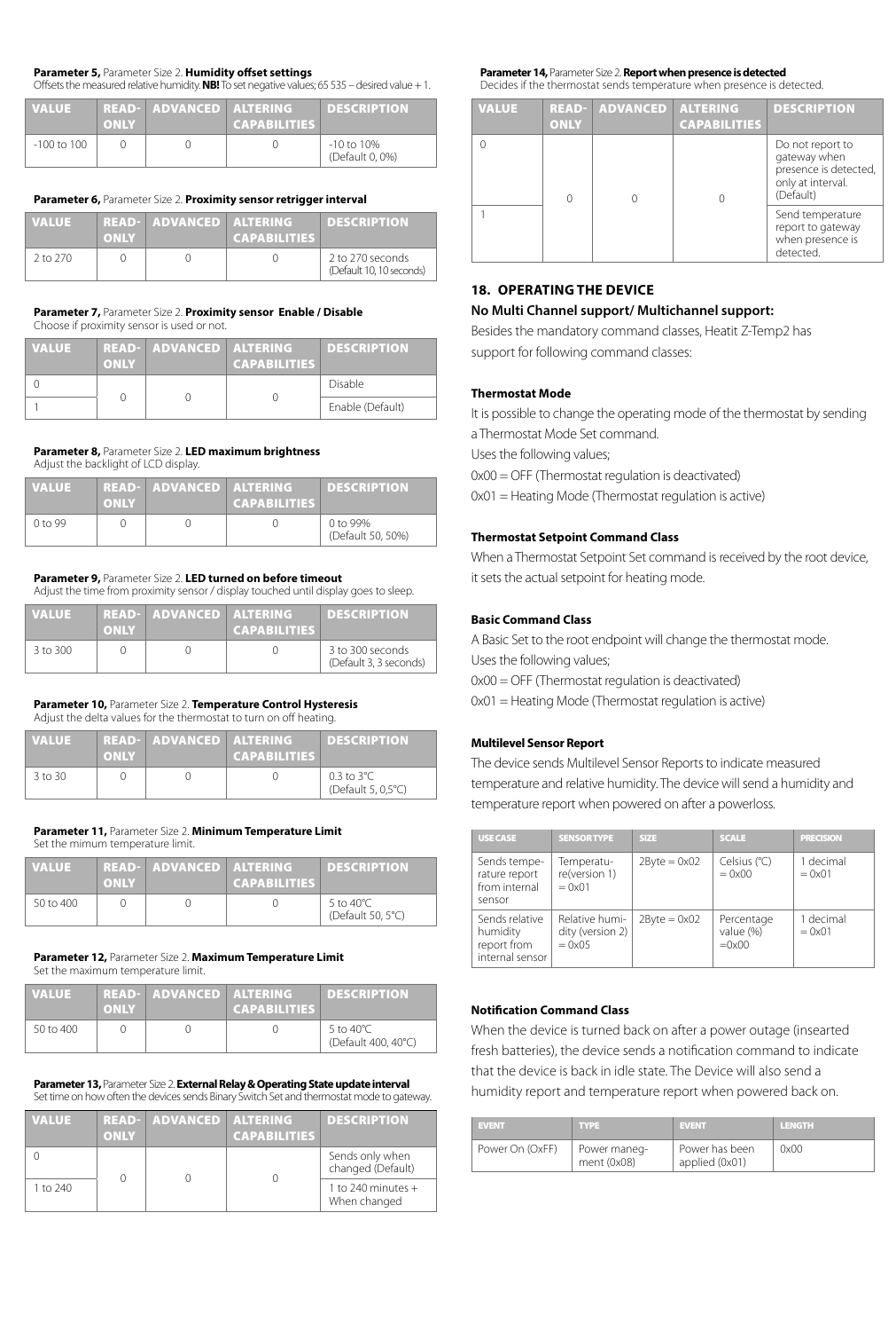**Parameter 5,** Parameter Size 2. **Humidity offset settings**
Offsets the measured relative humidity. **NB!** To set negative values; 65 535 – desired value + 1.

| VALUE | READ-ONLY | ADVANCED | ALTERING CAPABILITIES | DESCRIPTION |
|---|---|---|---|---|
| -100 to 100 | 0 | 0 | 0 | -10 to 10% (Default 0, 0%) |

**Parameter 6,** Parameter Size 2. **Proximity sensor retrigger interval**

| VALUE | READ-ONLY | ADVANCED | ALTERING CAPABILITIES | DESCRIPTION |
|---|---|---|---|---|
| 2 to 270 | 0 | 0 | 0 | 2 to 270 seconds (Default 10, 10 seconds) |

**Parameter 7,** Parameter Size 2. **Proximity sensor Enable / Disable**
Choose if proximity sensor is used or not.

| VALUE | READ-ONLY | ADVANCED | ALTERING CAPABILITIES | DESCRIPTION |
|---|---|---|---|---|
| 0 | 0 | 0 | 0 | Disable |
| 1 | | | | Enable (Default) |

**Parameter 8,** Parameter Size 2. **LED maximum brightness**
Adjust the backlight of LCD display.

| VALUE | READ-ONLY | ADVANCED | ALTERING CAPABILITIES | DESCRIPTION |
|---|---|---|---|---|
| 0 to 99 | 0 | 0 | 0 | 0 to 99% (Default 50, 50%) |

**Parameter 9,** Parameter Size 2. **LED turned on before timeout**
Adjust the time from proximity sensor / display touched until display goes to sleep.

| VALUE | READ-ONLY | ADVANCED | ALTERING CAPABILITIES | DESCRIPTION |
|---|---|---|---|---|
| 3 to 300 | 0 | 0 | 0 | 3 to 300 seconds (Default 3, 3 seconds) |

**Parameter 10,** Parameter Size 2. **Temperature Control Hysteresis**
Adjust the delta values for the thermostat to turn on off heating.

| VALUE | READ-ONLY | ADVANCED | ALTERING CAPABILITIES | DESCRIPTION |
|---|---|---|---|---|
| 3 to 30 | 0 | 0 | 0 | 0.3 to 3°C (Default 5, 0,5°C) |

**Parameter 11,** Parameter Size 2. **Minimum Temperature Limit**
Set the mimum temperature limit.

| VALUE | READ-ONLY | ADVANCED | ALTERING CAPABILITIES | DESCRIPTION |
|---|---|---|---|---|
| 50 to 400 | 0 | 0 | 0 | 5 to 40°C (Default 50, 5°C) |

**Parameter 12,** Parameter Size 2. **Maximum Temperature Limit**
Set the maximum temperature limit.

| VALUE | READ-ONLY | ADVANCED | ALTERING CAPABILITIES | DESCRIPTION |
|---|---|---|---|---|
| 50 to 400 | 0 | 0 | 0 | 5 to 40°C (Default 400, 40°C) |

**Parameter 13,** Parameter Size 2. **External Relay & Operating State update interval**
Set time on how often the devices sends Binary Switch Set and thermostat mode to gateway.

| VALUE | READ-ONLY | ADVANCED | ALTERING CAPABILITIES | DESCRIPTION |
|---|---|---|---|---|
| 0 | 0 | 0 | 0 | Sends only when changed (Default) |
| 1 to 240 | | | | 1 to 240 minutes + When changed |

**Parameter 14,** Parameter Size 2. **Report when presence is detected**
Decides if the thermostat sends temperature when presence is detected.

| VALUE | READ-ONLY | ADVANCED | ALTERING CAPABILITIES | DESCRIPTION |
|---|---|---|---|---|
| 0 | 0 | 0 | 0 | Do not report to gateway when presence is detected, only at interval. (Default) |
| 1 | | | | Send temperature report to gateway when presence is detected. |

## 18. OPERATING THE DEVICE

### No Multi Channel support/ Multichannel support:

Besides the mandatory command classes, Heatit Z-Temp2 has support for following command classes:

**Thermostat Mode**

It is possible to change the operating mode of the thermostat by sending a Thermostat Mode Set command.
Uses the following values;
0x00 = OFF (Thermostat regulation is deactivated)
0x01 = Heating Mode (Thermostat regulation is active)

**Thermostat Setpoint Command Class**

When a Thermostat Setpoint Set command is received by the root device, it sets the actual setpoint for heating mode.

**Basic Command Class**

A Basic Set to the root endpoint will change the thermostat mode.
Uses the following values;
0x00 = OFF (Thermostat regulation is deactivated)
0x01 = Heating Mode (Thermostat regulation is active)

**Multilevel Sensor Report**

The device sends Multilevel Sensor Reports to indicate measured temperature and relative humidity. The device will send a humidity and temperature report when powered on after a powerloss.

| USE CASE | SENSOR TYPE | SIZE | SCALE | PRECISION |
|---|---|---|---|---|
| Sends temperature report from internal sensor | Temperature(version 1) = 0x01 | 2Byte = 0x02 | Celsius (°C) = 0x00 | 1 decimal = 0x01 |
| Sends relative humidity report from internal sensor | Relative humidity (version 2) = 0x05 | 2Byte = 0x02 | Percentage value (%) =0x00 | 1 decimal = 0x01 |

**Notification Command Class**

When the device is turned back on after a power outage (insearted fresh batteries), the device sends a notification command to indicate that the device is back in idle state. The Device will also send a humidity report and temperature report when powered back on.

| EVENT | TYPE | EVENT | LENGTH |
|---|---|---|---|
| Power On (OxFF) | Power manegment (0x08) | Power has been applied (0x01) | 0x00 |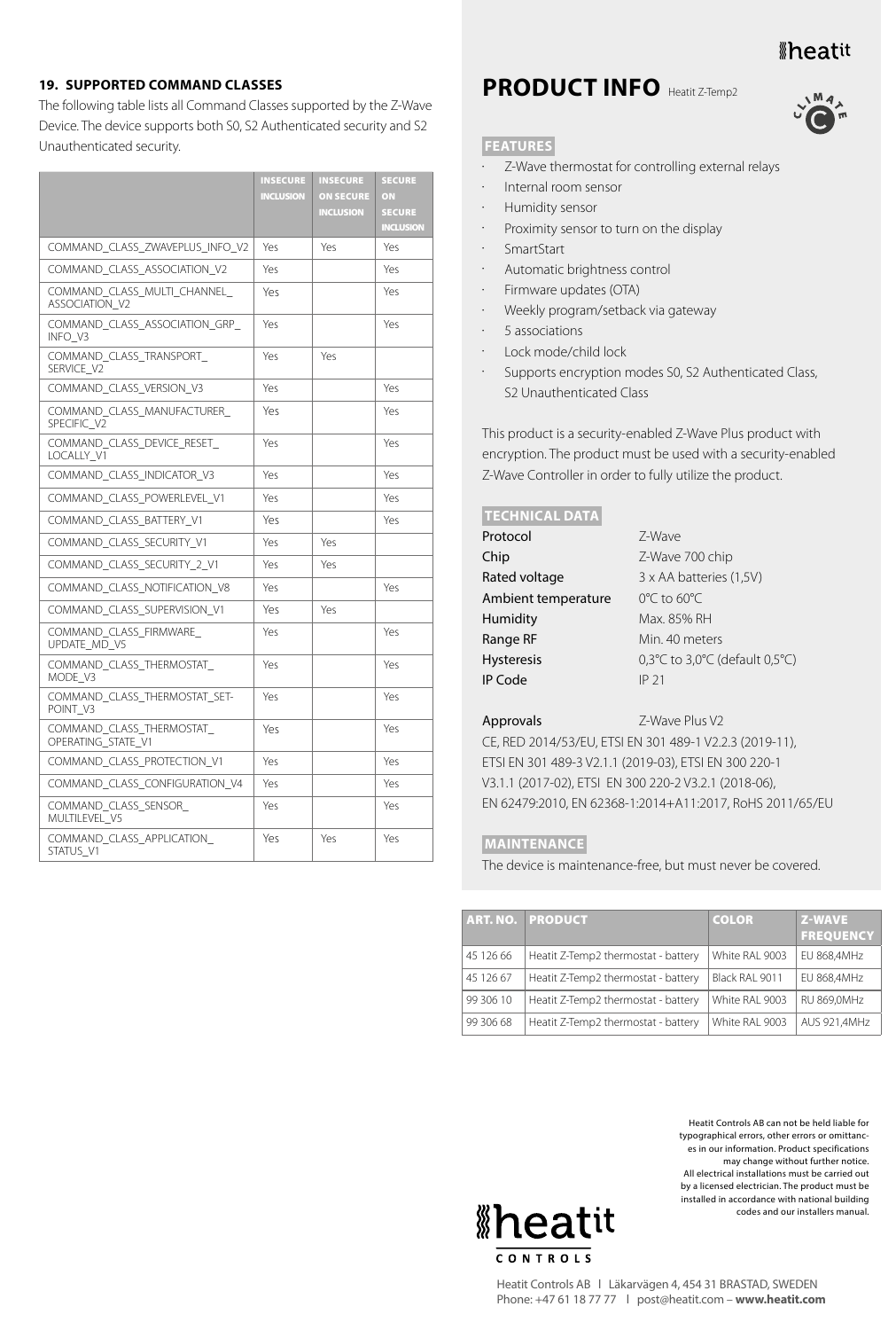## 19. SUPPORTED COMMAND CLASSES

The following table lists all Command Classes supported by the Z-Wave Device. The device supports both S0, S2 Authenticated security and S2 Unauthenticated security.

| | INSECURE INCLUSION | INSECURE ON SECURE INCLUSION | SECURE ON SECURE INCLUSION |
|---|---|---|---|
| COMMAND_CLASS_ZWAVEPLUS_INFO_V2 | Yes | Yes | Yes |
| COMMAND_CLASS_ASSOCIATION_V2 | Yes | | Yes |
| COMMAND_CLASS_MULTI_CHANNEL_ASSOCIATION_V2 | Yes | | Yes |
| COMMAND_CLASS_ASSOCIATION_GRP_INFO_V3 | Yes | | Yes |
| COMMAND_CLASS_TRANSPORT_SERVICE_V2 | Yes | Yes | |
| COMMAND_CLASS_VERSION_V3 | Yes | | Yes |
| COMMAND_CLASS_MANUFACTURER_SPECIFIC_V2 | Yes | | Yes |
| COMMAND_CLASS_DEVICE_RESET_LOCALLY_V1 | Yes | | Yes |
| COMMAND_CLASS_INDICATOR_V3 | Yes | | Yes |
| COMMAND_CLASS_POWERLEVEL_V1 | Yes | | Yes |
| COMMAND_CLASS_BATTERY_V1 | Yes | | Yes |
| COMMAND_CLASS_SECURITY_V1 | Yes | Yes | |
| COMMAND_CLASS_SECURITY_2_V1 | Yes | Yes | |
| COMMAND_CLASS_NOTIFICATION_V8 | Yes | | Yes |
| COMMAND_CLASS_SUPERVISION_V1 | Yes | Yes | |
| COMMAND_CLASS_FIRMWARE_UPDATE_MD_V5 | Yes | | Yes |
| COMMAND_CLASS_THERMOSTAT_MODE_V3 | Yes | | Yes |
| COMMAND_CLASS_THERMOSTAT_SET-POINT_V3 | Yes | | Yes |
| COMMAND_CLASS_THERMOSTAT_OPERATING_STATE_V1 | Yes | | Yes |
| COMMAND_CLASS_PROTECTION_V1 | Yes | | Yes |
| COMMAND_CLASS_CONFIGURATION_V4 | Yes | | Yes |
| COMMAND_CLASS_SENSOR_MULTILEVEL_V5 | Yes | | Yes |
| COMMAND_CLASS_APPLICATION_STATUS_V1 | Yes | Yes | Yes |

# PRODUCT INFO Heatit Z-Temp2

### FEATURES

- Z-Wave thermostat for controlling external relays
- Internal room sensor
- Humidity sensor
- Proximity sensor to turn on the display
- SmartStart
- Automatic brightness control
- Firmware updates (OTA)
- Weekly program/setback via gateway
- 5 associations
- Lock mode/child lock
- Supports encryption modes S0, S2 Authenticated Class, S2 Unauthenticated Class

This product is a security-enabled Z-Wave Plus product with encryption. The product must be used with a security-enabled Z-Wave Controller in order to fully utilize the product.

### TECHNICAL DATA

| | |
|---|---|
| Protocol | Z-Wave |
| Chip | Z-Wave 700 chip |
| Rated voltage | 3 x AA batteries (1,5V) |
| Ambient temperature | 0°C to 60°C |
| Humidity | Max. 85% RH |
| Range RF | Min. 40 meters |
| Hysteresis | 0,3°C to 3,0°C (default 0,5°C) |
| IP Code | IP 21 |

Approvals Z-Wave Plus V2
CE, RED 2014/53/EU, ETSI EN 301 489-1 V2.2.3 (2019-11), ETSI EN 301 489-3 V2.1.1 (2019-03), ETSI EN 300 220-1 V3.1.1 (2017-02), ETSI EN 300 220-2 V3.2.1 (2018-06), EN 62479:2010, EN 62368-1:2014+A11:2017, RoHS 2011/65/EU

### MAINTENANCE

The device is maintenance-free, but must never be covered.

| ART. NO. | PRODUCT | COLOR | Z-WAVE FREQUENCY |
|---|---|---|---|
| 45 126 66 | Heatit Z-Temp2 thermostat - battery | White RAL 9003 | EU 868,4MHz |
| 45 126 67 | Heatit Z-Temp2 thermostat - battery | Black RAL 9011 | EU 868,4MHz |
| 99 306 10 | Heatit Z-Temp2 thermostat - battery | White RAL 9003 | RU 869,0MHz |
| 99 306 68 | Heatit Z-Temp2 thermostat - battery | White RAL 9003 | AUS 921,4MHz |

Heatit Controls AB can not be held liable for typographical errors, other errors or omittances in our information. Product specifications may change without further notice. All electrical installations must be carried out by a licensed electrician. The product must be installed in accordance with national building codes and our installers manual.

Heatit Controls AB | Läkarvägen 4, 454 31 BRASTAD, SWEDEN
Phone: +47 61 18 77 77 | post@heatit.com – **www.heatit.com**